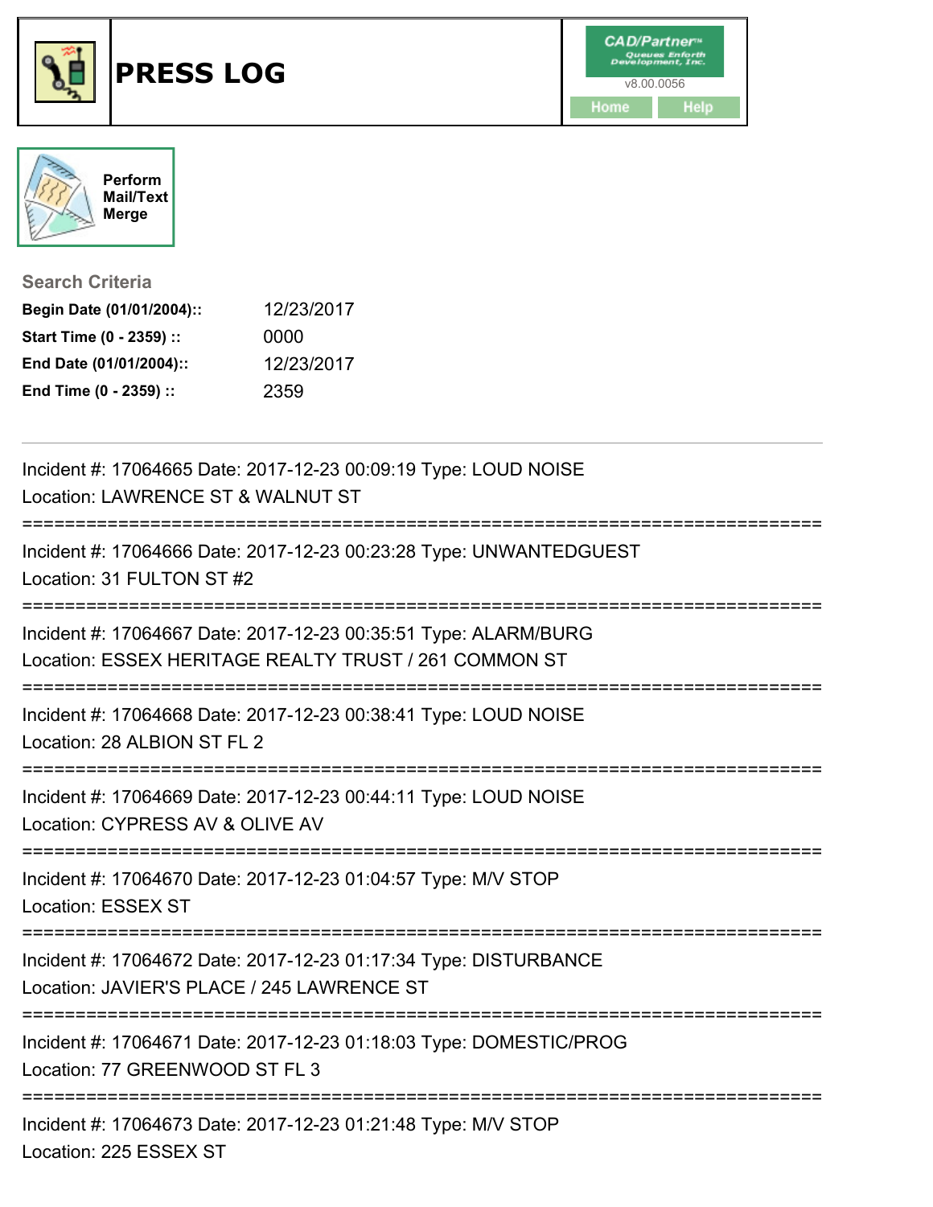# PRESS LOG

CAD/Partner™
Queues Enforth Development, Inc.
v8.00.0056

Home Help

Perform Mail/Text Merge

## Search Criteria

| | |
|---|---|
| **Begin Date (01/01/2004)::** | 12/23/2017 |
| **Start Time (0 - 2359) ::** | 0000 |
| **End Date (01/01/2004)::** | 12/23/2017 |
| **End Time (0 - 2359) ::** | 2359 |

---

Incident #: 17064665 Date: 2017-12-23 00:09:19 Type: LOUD NOISE
Location: LAWRENCE ST & WALNUT ST

===========================================================================

Incident #: 17064666 Date: 2017-12-23 00:23:28 Type: UNWANTEDGUEST
Location: 31 FULTON ST #2

===========================================================================

Incident #: 17064667 Date: 2017-12-23 00:35:51 Type: ALARM/BURG
Location: ESSEX HERITAGE REALTY TRUST / 261 COMMON ST

===========================================================================

Incident #: 17064668 Date: 2017-12-23 00:38:41 Type: LOUD NOISE
Location: 28 ALBION ST FL 2

===========================================================================

Incident #: 17064669 Date: 2017-12-23 00:44:11 Type: LOUD NOISE
Location: CYPRESS AV & OLIVE AV

===========================================================================

Incident #: 17064670 Date: 2017-12-23 01:04:57 Type: M/V STOP
Location: ESSEX ST

===========================================================================

Incident #: 17064672 Date: 2017-12-23 01:17:34 Type: DISTURBANCE
Location: JAVIER'S PLACE / 245 LAWRENCE ST

===========================================================================

Incident #: 17064671 Date: 2017-12-23 01:18:03 Type: DOMESTIC/PROG
Location: 77 GREENWOOD ST FL 3

===========================================================================

Incident #: 17064673 Date: 2017-12-23 01:21:48 Type: M/V STOP
Location: 225 ESSEX ST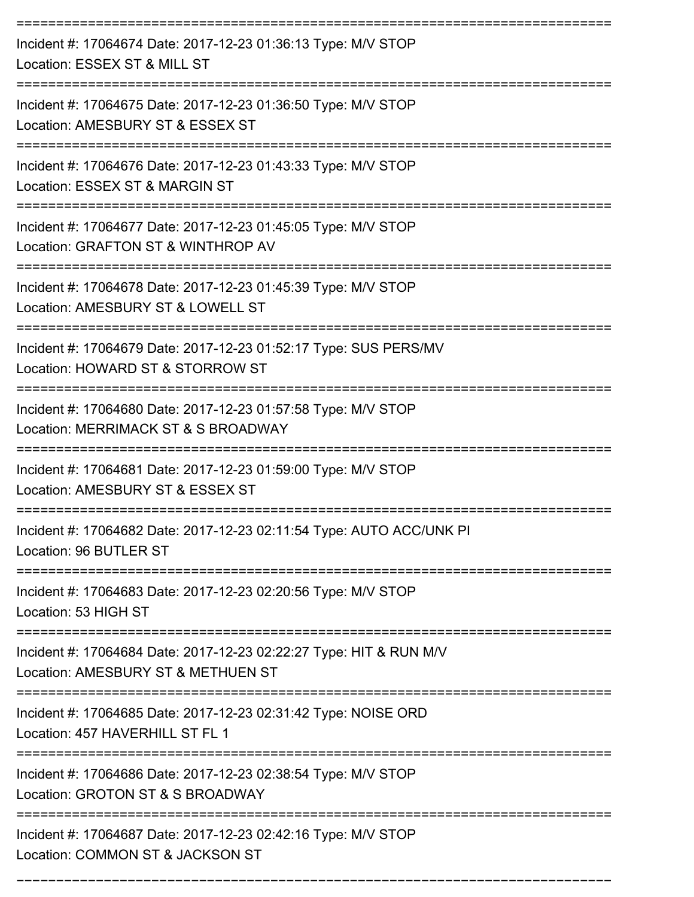===========================================================================

Incident #: 17064674 Date: 2017-12-23 01:36:13 Type: M/V STOP
Location: ESSEX ST & MILL ST

===========================================================================

Incident #: 17064675 Date: 2017-12-23 01:36:50 Type: M/V STOP
Location: AMESBURY ST & ESSEX ST

===========================================================================

Incident #: 17064676 Date: 2017-12-23 01:43:33 Type: M/V STOP
Location: ESSEX ST & MARGIN ST

===========================================================================

Incident #: 17064677 Date: 2017-12-23 01:45:05 Type: M/V STOP
Location: GRAFTON ST & WINTHROP AV

===========================================================================

Incident #: 17064678 Date: 2017-12-23 01:45:39 Type: M/V STOP
Location: AMESBURY ST & LOWELL ST

===========================================================================

Incident #: 17064679 Date: 2017-12-23 01:52:17 Type: SUS PERS/MV
Location: HOWARD ST & STORROW ST

===========================================================================

Incident #: 17064680 Date: 2017-12-23 01:57:58 Type: M/V STOP
Location: MERRIMACK ST & S BROADWAY

===========================================================================

Incident #: 17064681 Date: 2017-12-23 01:59:00 Type: M/V STOP
Location: AMESBURY ST & ESSEX ST

===========================================================================

Incident #: 17064682 Date: 2017-12-23 02:11:54 Type: AUTO ACC/UNK PI
Location: 96 BUTLER ST

===========================================================================

Incident #: 17064683 Date: 2017-12-23 02:20:56 Type: M/V STOP
Location: 53 HIGH ST

===========================================================================

Incident #: 17064684 Date: 2017-12-23 02:22:27 Type: HIT & RUN M/V
Location: AMESBURY ST & METHUEN ST

===========================================================================

Incident #: 17064685 Date: 2017-12-23 02:31:42 Type: NOISE ORD
Location: 457 HAVERHILL ST FL 1

===========================================================================

Incident #: 17064686 Date: 2017-12-23 02:38:54 Type: M/V STOP
Location: GROTON ST & S BROADWAY

===========================================================================

Incident #: 17064687 Date: 2017-12-23 02:42:16 Type: M/V STOP
Location: COMMON ST & JACKSON ST

===========================================================================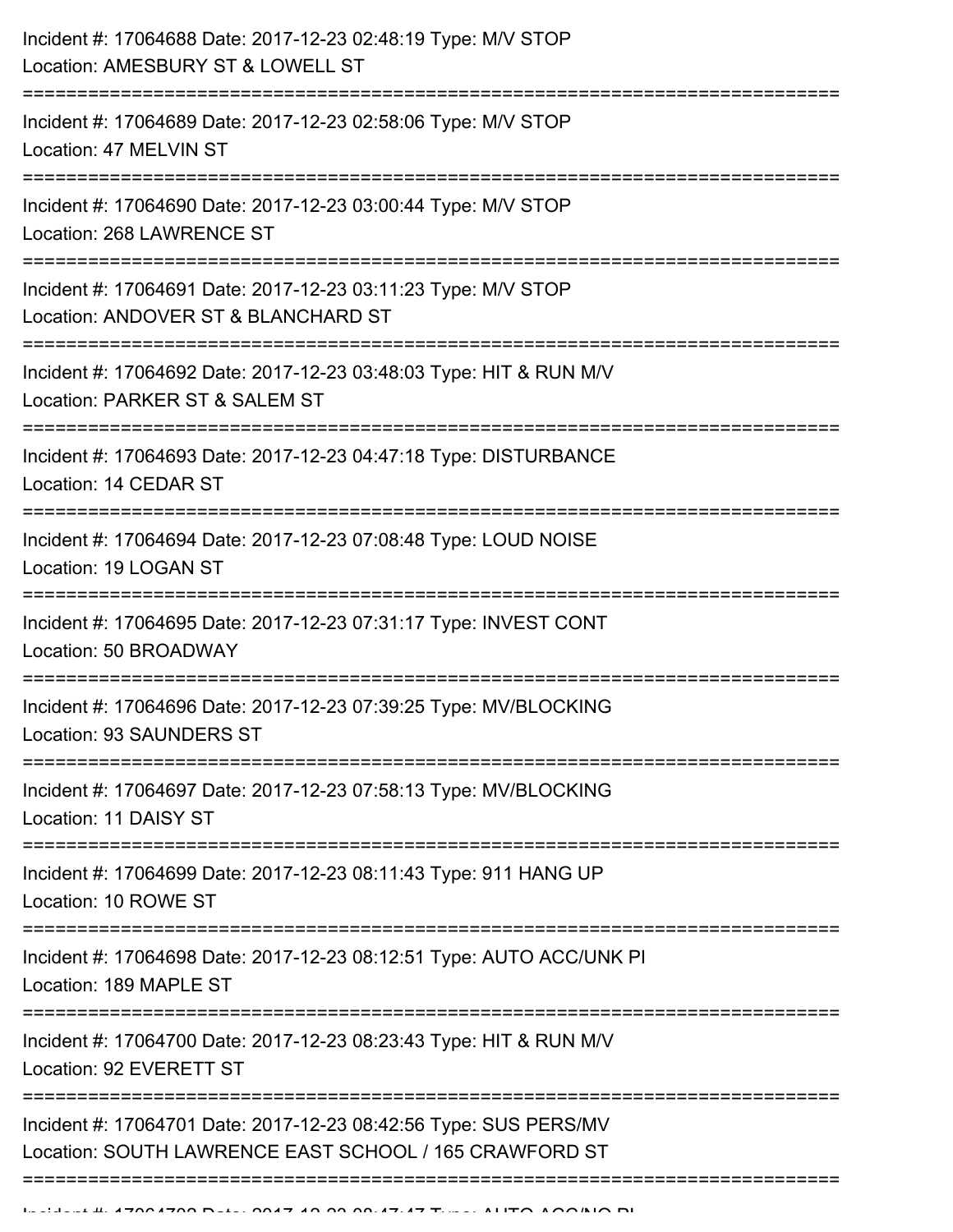Incident #: 17064688 Date: 2017-12-23 02:48:19 Type: M/V STOP
Location: AMESBURY ST & LOWELL ST

===========================================================================

Incident #: 17064689 Date: 2017-12-23 02:58:06 Type: M/V STOP
Location: 47 MELVIN ST

===========================================================================

Incident #: 17064690 Date: 2017-12-23 03:00:44 Type: M/V STOP
Location: 268 LAWRENCE ST

===========================================================================

Incident #: 17064691 Date: 2017-12-23 03:11:23 Type: M/V STOP
Location: ANDOVER ST & BLANCHARD ST

===========================================================================

Incident #: 17064692 Date: 2017-12-23 03:48:03 Type: HIT & RUN M/V
Location: PARKER ST & SALEM ST

===========================================================================

Incident #: 17064693 Date: 2017-12-23 04:47:18 Type: DISTURBANCE
Location: 14 CEDAR ST

===========================================================================

Incident #: 17064694 Date: 2017-12-23 07:08:48 Type: LOUD NOISE
Location: 19 LOGAN ST

===========================================================================

Incident #: 17064695 Date: 2017-12-23 07:31:17 Type: INVEST CONT
Location: 50 BROADWAY

===========================================================================

Incident #: 17064696 Date: 2017-12-23 07:39:25 Type: MV/BLOCKING
Location: 93 SAUNDERS ST

===========================================================================

Incident #: 17064697 Date: 2017-12-23 07:58:13 Type: MV/BLOCKING
Location: 11 DAISY ST

===========================================================================

Incident #: 17064699 Date: 2017-12-23 08:11:43 Type: 911 HANG UP
Location: 10 ROWE ST

===========================================================================

Incident #: 17064698 Date: 2017-12-23 08:12:51 Type: AUTO ACC/UNK PI
Location: 189 MAPLE ST

===========================================================================

Incident #: 17064700 Date: 2017-12-23 08:23:43 Type: HIT & RUN M/V
Location: 92 EVERETT ST

===========================================================================

Incident #: 17064701 Date: 2017-12-23 08:42:56 Type: SUS PERS/MV
Location: SOUTH LAWRENCE EAST SCHOOL / 165 CRAWFORD ST

===========================================================================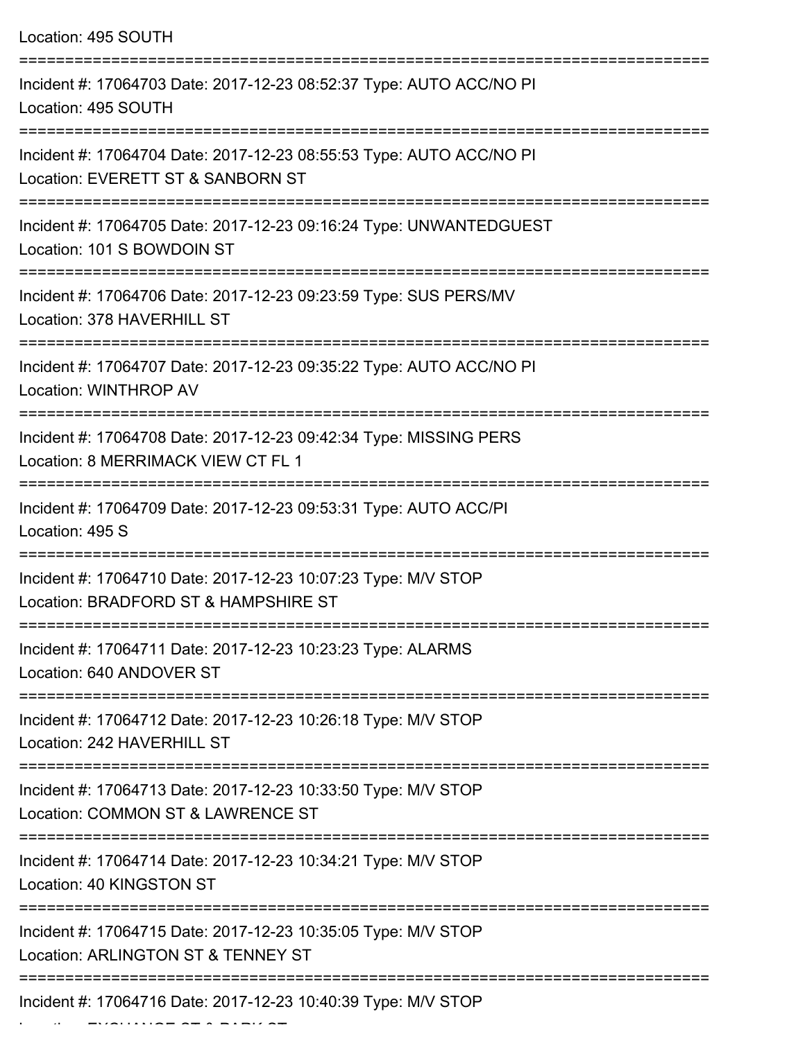Location: 495 SOUTH

===========================================================================

Incident #: 17064703 Date: 2017-12-23 08:52:37 Type: AUTO ACC/NO PI
Location: 495 SOUTH

===========================================================================

Incident #: 17064704 Date: 2017-12-23 08:55:53 Type: AUTO ACC/NO PI
Location: EVERETT ST & SANBORN ST

===========================================================================

Incident #: 17064705 Date: 2017-12-23 09:16:24 Type: UNWANTEDGUEST
Location: 101 S BOWDOIN ST

===========================================================================

Incident #: 17064706 Date: 2017-12-23 09:23:59 Type: SUS PERS/MV
Location: 378 HAVERHILL ST

===========================================================================

Incident #: 17064707 Date: 2017-12-23 09:35:22 Type: AUTO ACC/NO PI
Location: WINTHROP AV

===========================================================================

Incident #: 17064708 Date: 2017-12-23 09:42:34 Type: MISSING PERS
Location: 8 MERRIMACK VIEW CT FL 1

===========================================================================

Incident #: 17064709 Date: 2017-12-23 09:53:31 Type: AUTO ACC/PI
Location: 495 S

===========================================================================

Incident #: 17064710 Date: 2017-12-23 10:07:23 Type: M/V STOP
Location: BRADFORD ST & HAMPSHIRE ST

===========================================================================

Incident #: 17064711 Date: 2017-12-23 10:23:23 Type: ALARMS
Location: 640 ANDOVER ST

===========================================================================

Incident #: 17064712 Date: 2017-12-23 10:26:18 Type: M/V STOP
Location: 242 HAVERHILL ST

===========================================================================

Incident #: 17064713 Date: 2017-12-23 10:33:50 Type: M/V STOP
Location: COMMON ST & LAWRENCE ST

===========================================================================

Incident #: 17064714 Date: 2017-12-23 10:34:21 Type: M/V STOP
Location: 40 KINGSTON ST

===========================================================================

Incident #: 17064715 Date: 2017-12-23 10:35:05 Type: M/V STOP
Location: ARLINGTON ST & TENNEY ST

===========================================================================

Incident #: 17064716 Date: 2017-12-23 10:40:39 Type: M/V STOP
Location: EXCHANGE ST & PARK ST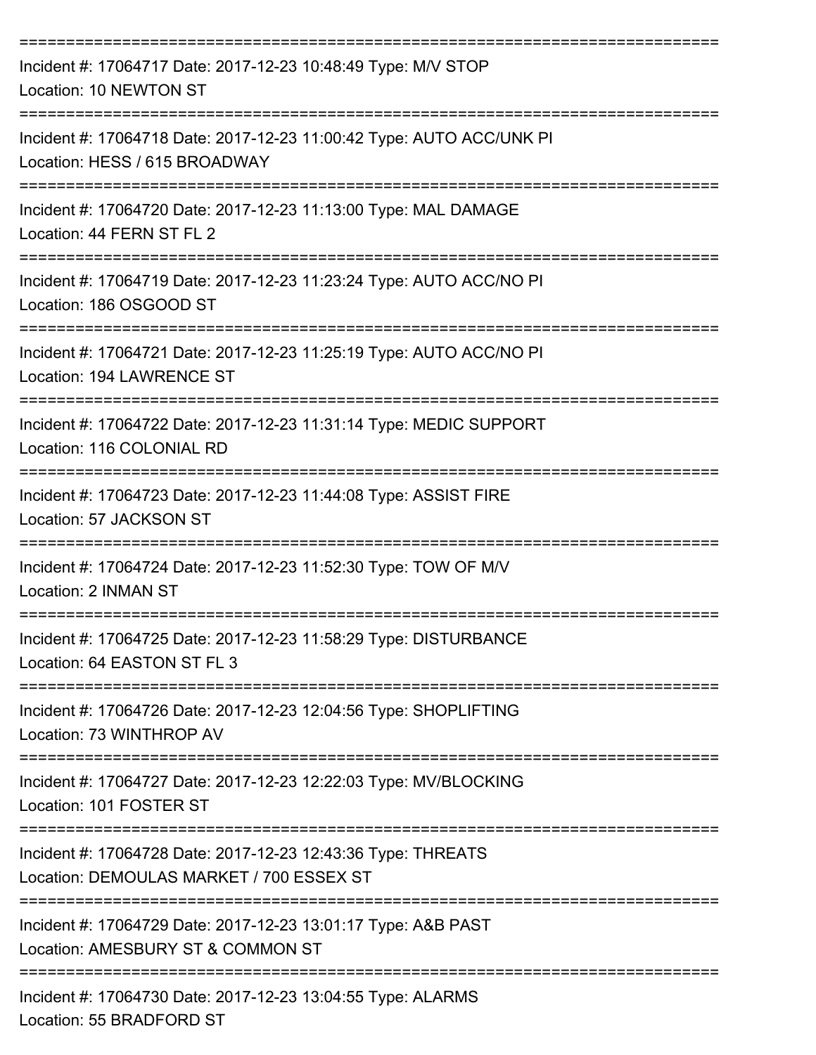===========================================================================

Incident #: 17064717 Date: 2017-12-23 10:48:49 Type: M/V STOP
Location: 10 NEWTON ST

===========================================================================

Incident #: 17064718 Date: 2017-12-23 11:00:42 Type: AUTO ACC/UNK PI
Location: HESS / 615 BROADWAY

===========================================================================

Incident #: 17064720 Date: 2017-12-23 11:13:00 Type: MAL DAMAGE
Location: 44 FERN ST FL 2

===========================================================================

Incident #: 17064719 Date: 2017-12-23 11:23:24 Type: AUTO ACC/NO PI
Location: 186 OSGOOD ST

===========================================================================

Incident #: 17064721 Date: 2017-12-23 11:25:19 Type: AUTO ACC/NO PI
Location: 194 LAWRENCE ST

===========================================================================

Incident #: 17064722 Date: 2017-12-23 11:31:14 Type: MEDIC SUPPORT
Location: 116 COLONIAL RD

===========================================================================

Incident #: 17064723 Date: 2017-12-23 11:44:08 Type: ASSIST FIRE
Location: 57 JACKSON ST

===========================================================================

Incident #: 17064724 Date: 2017-12-23 11:52:30 Type: TOW OF M/V
Location: 2 INMAN ST

===========================================================================

Incident #: 17064725 Date: 2017-12-23 11:58:29 Type: DISTURBANCE
Location: 64 EASTON ST FL 3

===========================================================================

Incident #: 17064726 Date: 2017-12-23 12:04:56 Type: SHOPLIFTING
Location: 73 WINTHROP AV

===========================================================================

Incident #: 17064727 Date: 2017-12-23 12:22:03 Type: MV/BLOCKING
Location: 101 FOSTER ST

===========================================================================

Incident #: 17064728 Date: 2017-12-23 12:43:36 Type: THREATS
Location: DEMOULAS MARKET / 700 ESSEX ST

===========================================================================

Incident #: 17064729 Date: 2017-12-23 13:01:17 Type: A&B PAST
Location: AMESBURY ST & COMMON ST

===========================================================================

Incident #: 17064730 Date: 2017-12-23 13:04:55 Type: ALARMS
Location: 55 BRADFORD ST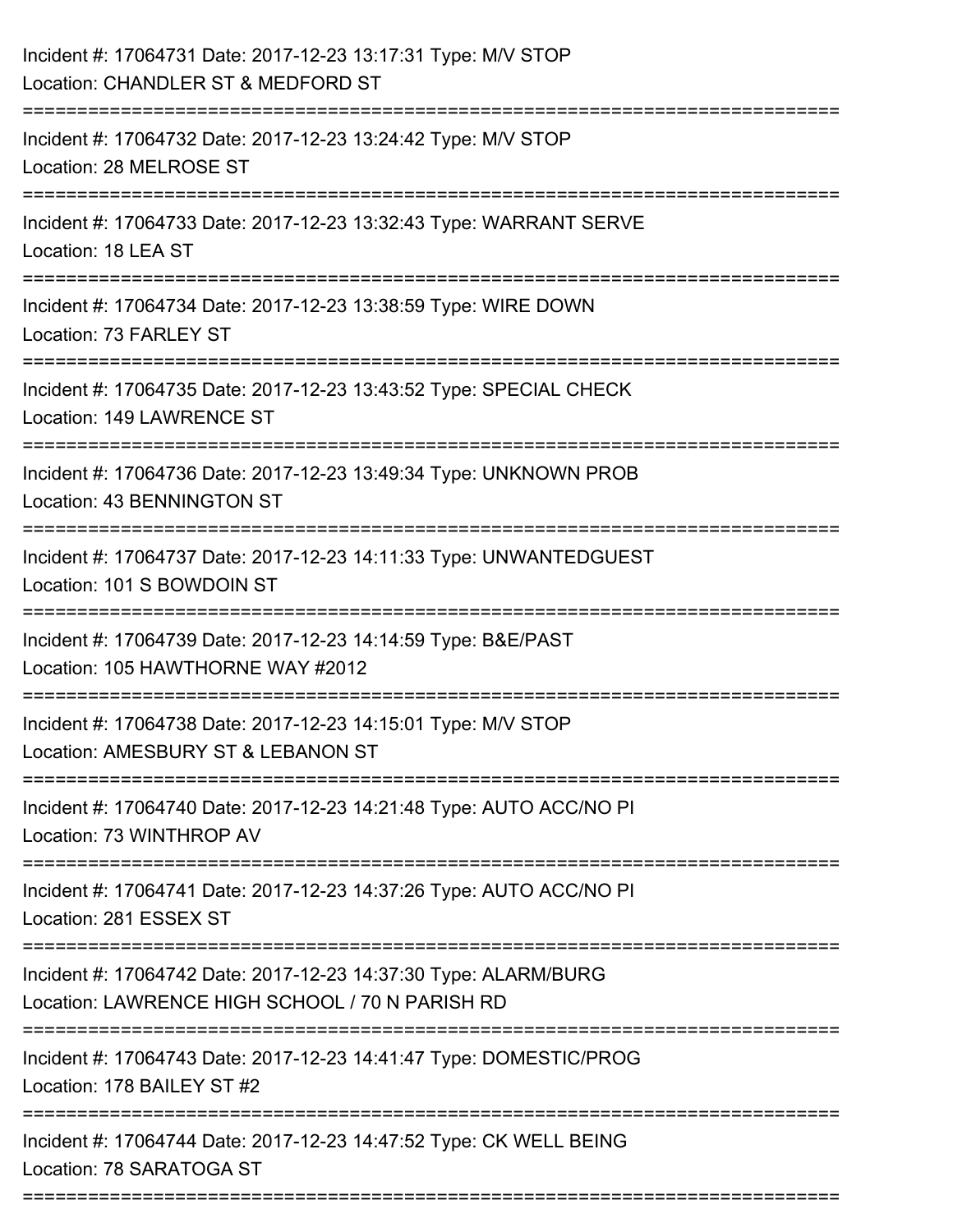Incident #: 17064731 Date: 2017-12-23 13:17:31 Type: M/V STOP
Location: CHANDLER ST & MEDFORD ST

===========================================================================

Incident #: 17064732 Date: 2017-12-23 13:24:42 Type: M/V STOP
Location: 28 MELROSE ST

===========================================================================

Incident #: 17064733 Date: 2017-12-23 13:32:43 Type: WARRANT SERVE
Location: 18 LEA ST

===========================================================================

Incident #: 17064734 Date: 2017-12-23 13:38:59 Type: WIRE DOWN
Location: 73 FARLEY ST

===========================================================================

Incident #: 17064735 Date: 2017-12-23 13:43:52 Type: SPECIAL CHECK
Location: 149 LAWRENCE ST

===========================================================================

Incident #: 17064736 Date: 2017-12-23 13:49:34 Type: UNKNOWN PROB
Location: 43 BENNINGTON ST

===========================================================================

Incident #: 17064737 Date: 2017-12-23 14:11:33 Type: UNWANTEDGUEST
Location: 101 S BOWDOIN ST

===========================================================================

Incident #: 17064739 Date: 2017-12-23 14:14:59 Type: B&E/PAST
Location: 105 HAWTHORNE WAY #2012

===========================================================================

Incident #: 17064738 Date: 2017-12-23 14:15:01 Type: M/V STOP
Location: AMESBURY ST & LEBANON ST

===========================================================================

Incident #: 17064740 Date: 2017-12-23 14:21:48 Type: AUTO ACC/NO PI
Location: 73 WINTHROP AV

===========================================================================

Incident #: 17064741 Date: 2017-12-23 14:37:26 Type: AUTO ACC/NO PI
Location: 281 ESSEX ST

===========================================================================

Incident #: 17064742 Date: 2017-12-23 14:37:30 Type: ALARM/BURG
Location: LAWRENCE HIGH SCHOOL / 70 N PARISH RD

===========================================================================

Incident #: 17064743 Date: 2017-12-23 14:41:47 Type: DOMESTIC/PROG
Location: 178 BAILEY ST #2

===========================================================================

Incident #: 17064744 Date: 2017-12-23 14:47:52 Type: CK WELL BEING
Location: 78 SARATOGA ST

===========================================================================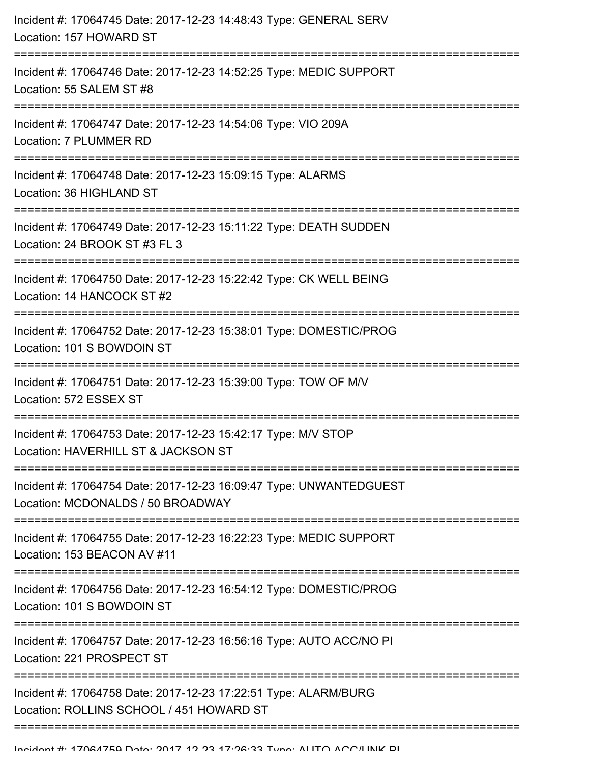Incident #: 17064745 Date: 2017-12-23 14:48:43 Type: GENERAL SERV
Location: 157 HOWARD ST

===========================================================================

Incident #: 17064746 Date: 2017-12-23 14:52:25 Type: MEDIC SUPPORT
Location: 55 SALEM ST #8

===========================================================================

Incident #: 17064747 Date: 2017-12-23 14:54:06 Type: VIO 209A
Location: 7 PLUMMER RD

===========================================================================

Incident #: 17064748 Date: 2017-12-23 15:09:15 Type: ALARMS
Location: 36 HIGHLAND ST

===========================================================================

Incident #: 17064749 Date: 2017-12-23 15:11:22 Type: DEATH SUDDEN
Location: 24 BROOK ST #3 FL 3

===========================================================================

Incident #: 17064750 Date: 2017-12-23 15:22:42 Type: CK WELL BEING
Location: 14 HANCOCK ST #2

===========================================================================

Incident #: 17064752 Date: 2017-12-23 15:38:01 Type: DOMESTIC/PROG
Location: 101 S BOWDOIN ST

===========================================================================

Incident #: 17064751 Date: 2017-12-23 15:39:00 Type: TOW OF M/V
Location: 572 ESSEX ST

===========================================================================

Incident #: 17064753 Date: 2017-12-23 15:42:17 Type: M/V STOP
Location: HAVERHILL ST & JACKSON ST

===========================================================================

Incident #: 17064754 Date: 2017-12-23 16:09:47 Type: UNWANTEDGUEST
Location: MCDONALDS / 50 BROADWAY

===========================================================================

Incident #: 17064755 Date: 2017-12-23 16:22:23 Type: MEDIC SUPPORT
Location: 153 BEACON AV #11

===========================================================================

Incident #: 17064756 Date: 2017-12-23 16:54:12 Type: DOMESTIC/PROG
Location: 101 S BOWDOIN ST

===========================================================================

Incident #: 17064757 Date: 2017-12-23 16:56:16 Type: AUTO ACC/NO PI
Location: 221 PROSPECT ST

===========================================================================

Incident #: 17064758 Date: 2017-12-23 17:22:51 Type: ALARM/BURG
Location: ROLLINS SCHOOL / 451 HOWARD ST

===========================================================================

Incident #: 17064759 Date: 2017-12-23 17:26:33 Type: AUTO ACC/UNK PI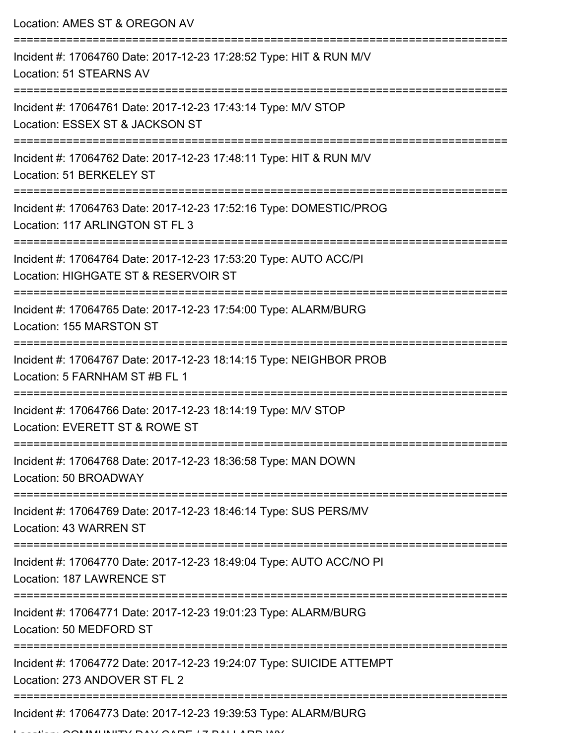Location: AMES ST & OREGON AV

===========================================================================

Incident #: 17064760 Date: 2017-12-23 17:28:52 Type: HIT & RUN M/V

Location: 51 STEARNS AV

===========================================================================

Incident #: 17064761 Date: 2017-12-23 17:43:14 Type: M/V STOP

Location: ESSEX ST & JACKSON ST

===========================================================================

Incident #: 17064762 Date: 2017-12-23 17:48:11 Type: HIT & RUN M/V

Location: 51 BERKELEY ST

===========================================================================

Incident #: 17064763 Date: 2017-12-23 17:52:16 Type: DOMESTIC/PROG

Location: 117 ARLINGTON ST FL 3

===========================================================================

Incident #: 17064764 Date: 2017-12-23 17:53:20 Type: AUTO ACC/PI

Location: HIGHGATE ST & RESERVOIR ST

===========================================================================

Incident #: 17064765 Date: 2017-12-23 17:54:00 Type: ALARM/BURG

Location: 155 MARSTON ST

===========================================================================

Incident #: 17064767 Date: 2017-12-23 18:14:15 Type: NEIGHBOR PROB

Location: 5 FARNHAM ST #B FL 1

===========================================================================

Incident #: 17064766 Date: 2017-12-23 18:14:19 Type: M/V STOP

Location: EVERETT ST & ROWE ST

===========================================================================

Incident #: 17064768 Date: 2017-12-23 18:36:58 Type: MAN DOWN

Location: 50 BROADWAY

===========================================================================

Incident #: 17064769 Date: 2017-12-23 18:46:14 Type: SUS PERS/MV

Location: 43 WARREN ST

===========================================================================

Incident #: 17064770 Date: 2017-12-23 18:49:04 Type: AUTO ACC/NO PI

Location: 187 LAWRENCE ST

===========================================================================

Incident #: 17064771 Date: 2017-12-23 19:01:23 Type: ALARM/BURG

Location: 50 MEDFORD ST

===========================================================================

Incident #: 17064772 Date: 2017-12-23 19:24:07 Type: SUICIDE ATTEMPT

Location: 273 ANDOVER ST FL 2

===========================================================================

Incident #: 17064773 Date: 2017-12-23 19:39:53 Type: ALARM/BURG

Location: COMMUNITY DAY CARE / 7 BALLARD WY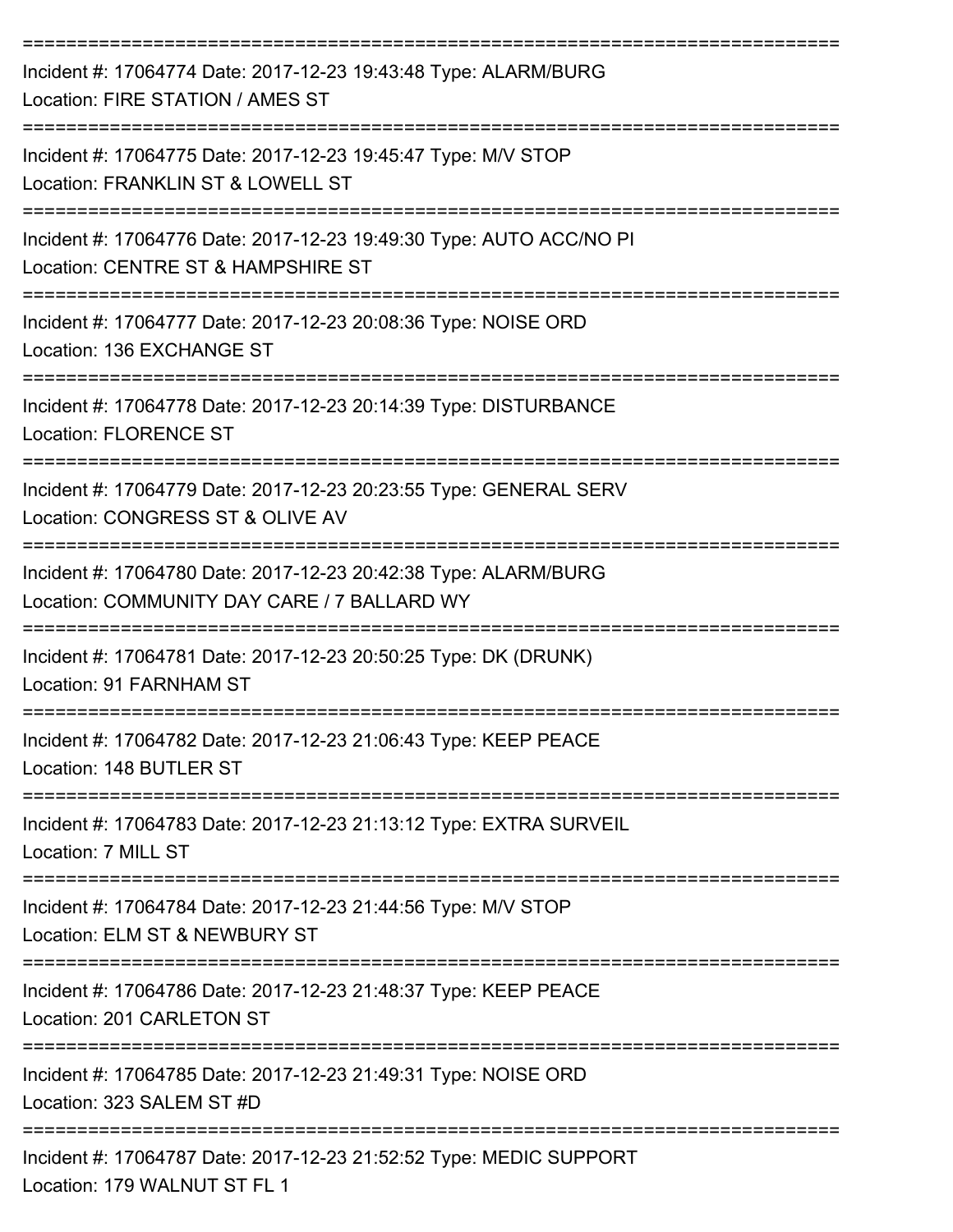===========================================================================

Incident #: 17064774 Date: 2017-12-23 19:43:48 Type: ALARM/BURG
Location: FIRE STATION / AMES ST

===========================================================================

Incident #: 17064775 Date: 2017-12-23 19:45:47 Type: M/V STOP
Location: FRANKLIN ST & LOWELL ST

===========================================================================

Incident #: 17064776 Date: 2017-12-23 19:49:30 Type: AUTO ACC/NO PI
Location: CENTRE ST & HAMPSHIRE ST

===========================================================================

Incident #: 17064777 Date: 2017-12-23 20:08:36 Type: NOISE ORD
Location: 136 EXCHANGE ST

===========================================================================

Incident #: 17064778 Date: 2017-12-23 20:14:39 Type: DISTURBANCE
Location: FLORENCE ST

===========================================================================

Incident #: 17064779 Date: 2017-12-23 20:23:55 Type: GENERAL SERV
Location: CONGRESS ST & OLIVE AV

===========================================================================

Incident #: 17064780 Date: 2017-12-23 20:42:38 Type: ALARM/BURG
Location: COMMUNITY DAY CARE / 7 BALLARD WY

===========================================================================

Incident #: 17064781 Date: 2017-12-23 20:50:25 Type: DK (DRUNK)
Location: 91 FARNHAM ST

===========================================================================

Incident #: 17064782 Date: 2017-12-23 21:06:43 Type: KEEP PEACE
Location: 148 BUTLER ST

===========================================================================

Incident #: 17064783 Date: 2017-12-23 21:13:12 Type: EXTRA SURVEIL
Location: 7 MILL ST

===========================================================================

Incident #: 17064784 Date: 2017-12-23 21:44:56 Type: M/V STOP
Location: ELM ST & NEWBURY ST

===========================================================================

Incident #: 17064786 Date: 2017-12-23 21:48:37 Type: KEEP PEACE
Location: 201 CARLETON ST

===========================================================================

Incident #: 17064785 Date: 2017-12-23 21:49:31 Type: NOISE ORD
Location: 323 SALEM ST #D

===========================================================================

Incident #: 17064787 Date: 2017-12-23 21:52:52 Type: MEDIC SUPPORT
Location: 179 WALNUT ST FL 1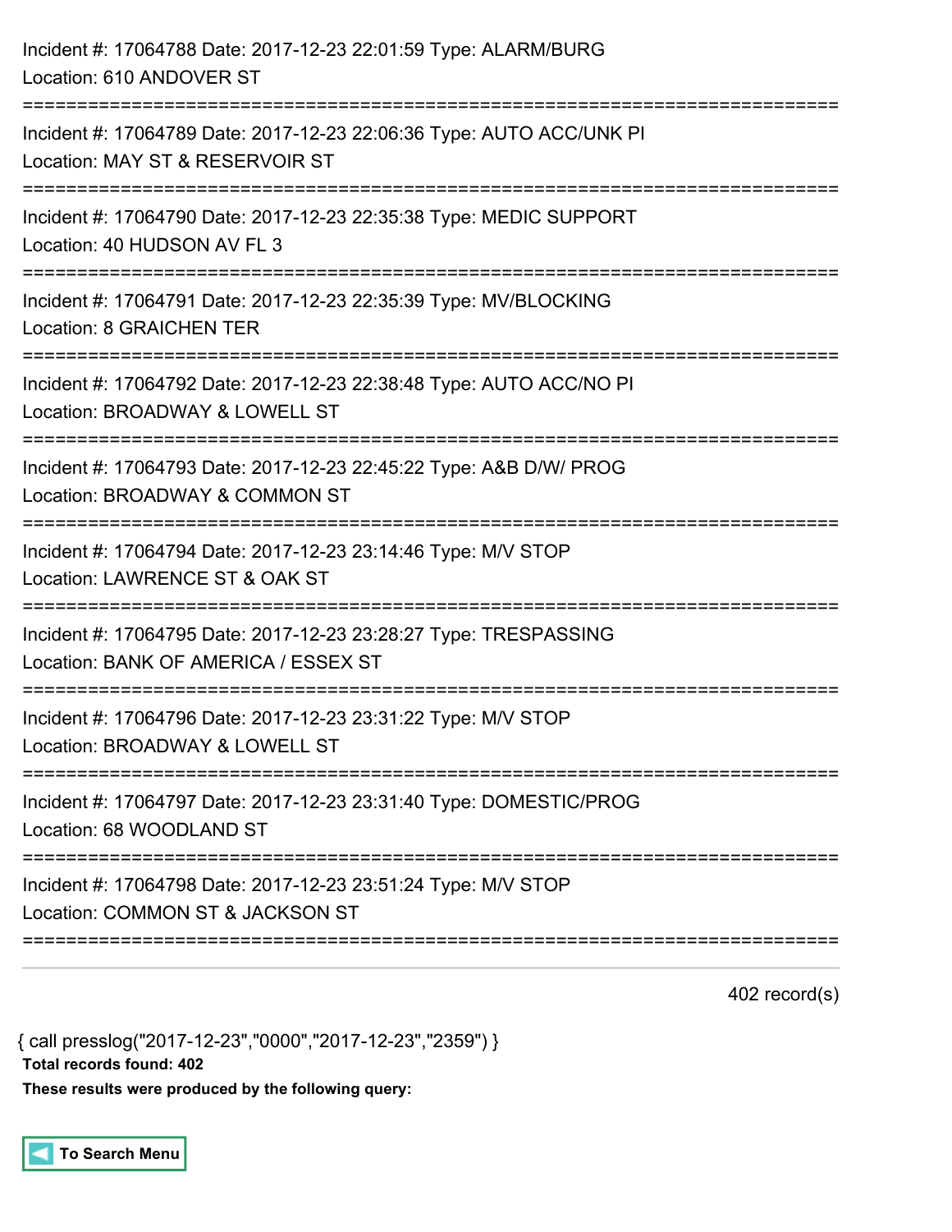Incident #: 17064788 Date: 2017-12-23 22:01:59 Type: ALARM/BURG
Location: 610 ANDOVER ST

===========================================================================

Incident #: 17064789 Date: 2017-12-23 22:06:36 Type: AUTO ACC/UNK PI
Location: MAY ST & RESERVOIR ST

===========================================================================

Incident #: 17064790 Date: 2017-12-23 22:35:38 Type: MEDIC SUPPORT
Location: 40 HUDSON AV FL 3

===========================================================================

Incident #: 17064791 Date: 2017-12-23 22:35:39 Type: MV/BLOCKING
Location: 8 GRAICHEN TER

===========================================================================

Incident #: 17064792 Date: 2017-12-23 22:38:48 Type: AUTO ACC/NO PI
Location: BROADWAY & LOWELL ST

===========================================================================

Incident #: 17064793 Date: 2017-12-23 22:45:22 Type: A&B D/W/ PROG
Location: BROADWAY & COMMON ST

===========================================================================

Incident #: 17064794 Date: 2017-12-23 23:14:46 Type: M/V STOP
Location: LAWRENCE ST & OAK ST

===========================================================================

Incident #: 17064795 Date: 2017-12-23 23:28:27 Type: TRESPASSING
Location: BANK OF AMERICA / ESSEX ST

===========================================================================

Incident #: 17064796 Date: 2017-12-23 23:31:22 Type: M/V STOP
Location: BROADWAY & LOWELL ST

===========================================================================

Incident #: 17064797 Date: 2017-12-23 23:31:40 Type: DOMESTIC/PROG
Location: 68 WOODLAND ST

===========================================================================

Incident #: 17064798 Date: 2017-12-23 23:51:24 Type: M/V STOP
Location: COMMON ST & JACKSON ST

===========================================================================

402 record(s)

{ call presslog("2017-12-23","0000","2017-12-23","2359") }

**Total records found: 402**

**These results were produced by the following query:**

To Search Menu